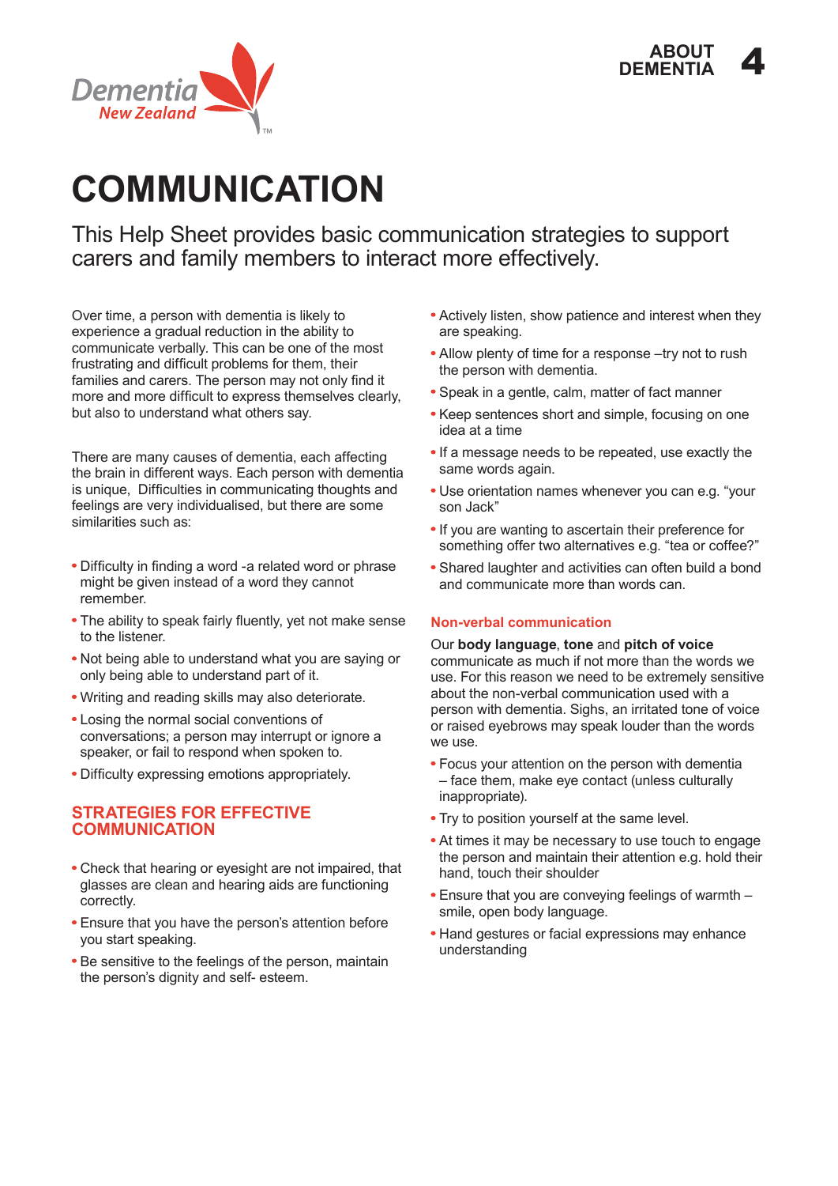# COMMUNICATION

This Help Sheet provides basic communication strategies to support carers and family members to interact more effectively.

Over time, a person with dementia is likely to experience a gradual reduction in the ability to communicate verbally. This can be one of the most frustrating and difficult problems for them, their families and carers. The person may not only find it more and more difficult to express themselves clearly, but also to understand what others say.

There are many causes of dementia, each affecting the brain in different ways. Each person with dementia is unique, Difficulties in communicating thoughts and feelings are very individualised, but there are some similarities such as:

- Difficulty in finding a word -a related word or phrase might be given instead of a word they cannot remember.
- The ability to speak fairly fluently, yet not make sense to the listener.
- Not being able to understand what you are saying or only being able to understand part of it.
- Writing and reading skills may also deteriorate.
- Losing the normal social conventions of conversations; a person may interrupt or ignore a speaker, or fail to respond when spoken to.
- Difficulty expressing emotions appropriately.

## STRATEGIES FOR EFFECTIVE COMMUNICATION

- Check that hearing or eyesight are not impaired, that glasses are clean and hearing aids are functioning correctly.
- Ensure that you have the person's attention before you start speaking.
- Be sensitive to the feelings of the person, maintain the person's dignity and self- esteem.
- Actively listen, show patience and interest when they are speaking.
- Allow plenty of time for a response –try not to rush the person with dementia.
- Speak in a gentle, calm, matter of fact manner
- Keep sentences short and simple, focusing on one idea at a time
- If a message needs to be repeated, use exactly the same words again.
- Use orientation names whenever you can e.g. "your son Jack"
- If you are wanting to ascertain their preference for something offer two alternatives e.g. "tea or coffee?"
- Shared laughter and activities can often build a bond and communicate more than words can.

### Non-verbal communication

Our **body language**, **tone** and **pitch of voice** communicate as much if not more than the words we use. For this reason we need to be extremely sensitive about the non-verbal communication used with a person with dementia. Sighs, an irritated tone of voice or raised eyebrows may speak louder than the words we use.

- Focus your attention on the person with dementia – face them, make eye contact (unless culturally inappropriate).
- Try to position yourself at the same level.
- At times it may be necessary to use touch to engage the person and maintain their attention e.g. hold their hand, touch their shoulder
- Ensure that you are conveying feelings of warmth – smile, open body language.
- Hand gestures or facial expressions may enhance understanding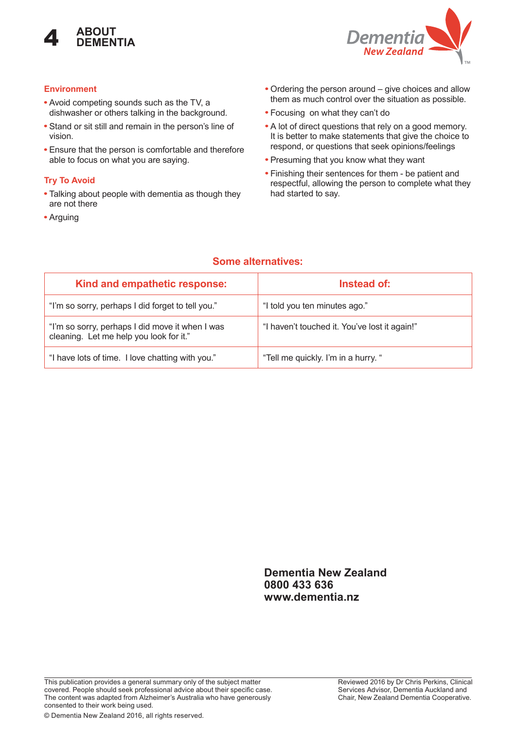### Environment

- Avoid competing sounds such as the TV, a dishwasher or others talking in the background.
- Stand or sit still and remain in the person's line of vision.
- Ensure that the person is comfortable and therefore able to focus on what you are saying.

### Try To Avoid

- Talking about people with dementia as though they are not there
- Arguing
- Ordering the person around – give choices and allow them as much control over the situation as possible.
- Focusing on what they can't do
- A lot of direct questions that rely on a good memory. It is better to make statements that give the choice to respond, or questions that seek opinions/feelings
- Presuming that you know what they want
- Finishing their sentences for them - be patient and respectful, allowing the person to complete what they had started to say.

### Some alternatives:

| Kind and empathetic response: | Instead of: |
|---|---|
| "I'm so sorry, perhaps I did forget to tell you." | "I told you ten minutes ago." |
| "I'm so sorry, perhaps I did move it when I was cleaning. Let me help you look for it." | "I haven't touched it. You've lost it again!" |
| "I have lots of time. I love chatting with you." | "Tell me quickly. I'm in a hurry. " |

**Dementia New Zealand**
**0800 433 636**
**www.dementia.nz**

This publication provides a general summary only of the subject matter covered. People should seek professional advice about their specific case. The content was adapted from Alzheimer's Australia who have generously consented to their work being used.

Reviewed 2016 by Dr Chris Perkins, Clinical Services Advisor, Dementia Auckland and Chair, New Zealand Dementia Cooperative.

© Dementia New Zealand 2016, all rights reserved.